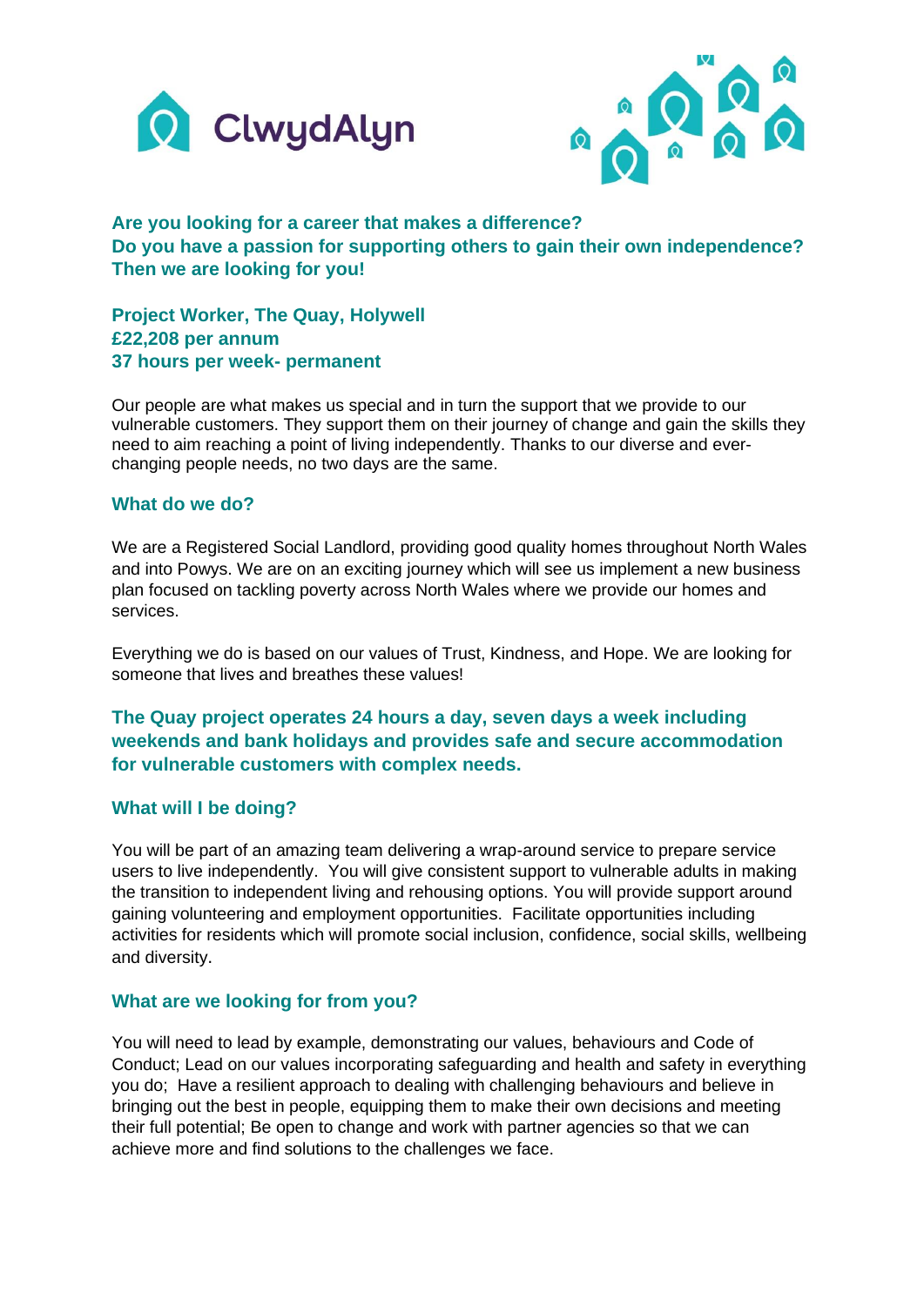ClwydAlyn

**Are you looking for a career that makes a difference?**
**Do you have a passion for supporting others to gain their own independence?**
**Then we are looking for you!**

**Project Worker, The Quay, Holywell**
**£22,208 per annum**
**37 hours per week- permanent**

Our people are what makes us special and in turn the support that we provide to our vulnerable customers. They support them on their journey of change and gain the skills they need to aim reaching a point of living independently. Thanks to our diverse and ever-changing people needs, no two days are the same.

## What do we do?

We are a Registered Social Landlord, providing good quality homes throughout North Wales and into Powys. We are on an exciting journey which will see us implement a new business plan focused on tackling poverty across North Wales where we provide our homes and services.

Everything we do is based on our values of Trust, Kindness, and Hope. We are looking for someone that lives and breathes these values!

**The Quay project operates 24 hours a day, seven days a week including weekends and bank holidays and provides safe and secure accommodation for vulnerable customers with complex needs.**

## What will I be doing?

You will be part of an amazing team delivering a wrap-around service to prepare service users to live independently. You will give consistent support to vulnerable adults in making the transition to independent living and rehousing options. You will provide support around gaining volunteering and employment opportunities. Facilitate opportunities including activities for residents which will promote social inclusion, confidence, social skills, wellbeing and diversity.

## What are we looking for from you?

You will need to lead by example, demonstrating our values, behaviours and Code of Conduct; Lead on our values incorporating safeguarding and health and safety in everything you do; Have a resilient approach to dealing with challenging behaviours and believe in bringing out the best in people, equipping them to make their own decisions and meeting their full potential; Be open to change and work with partner agencies so that we can achieve more and find solutions to the challenges we face.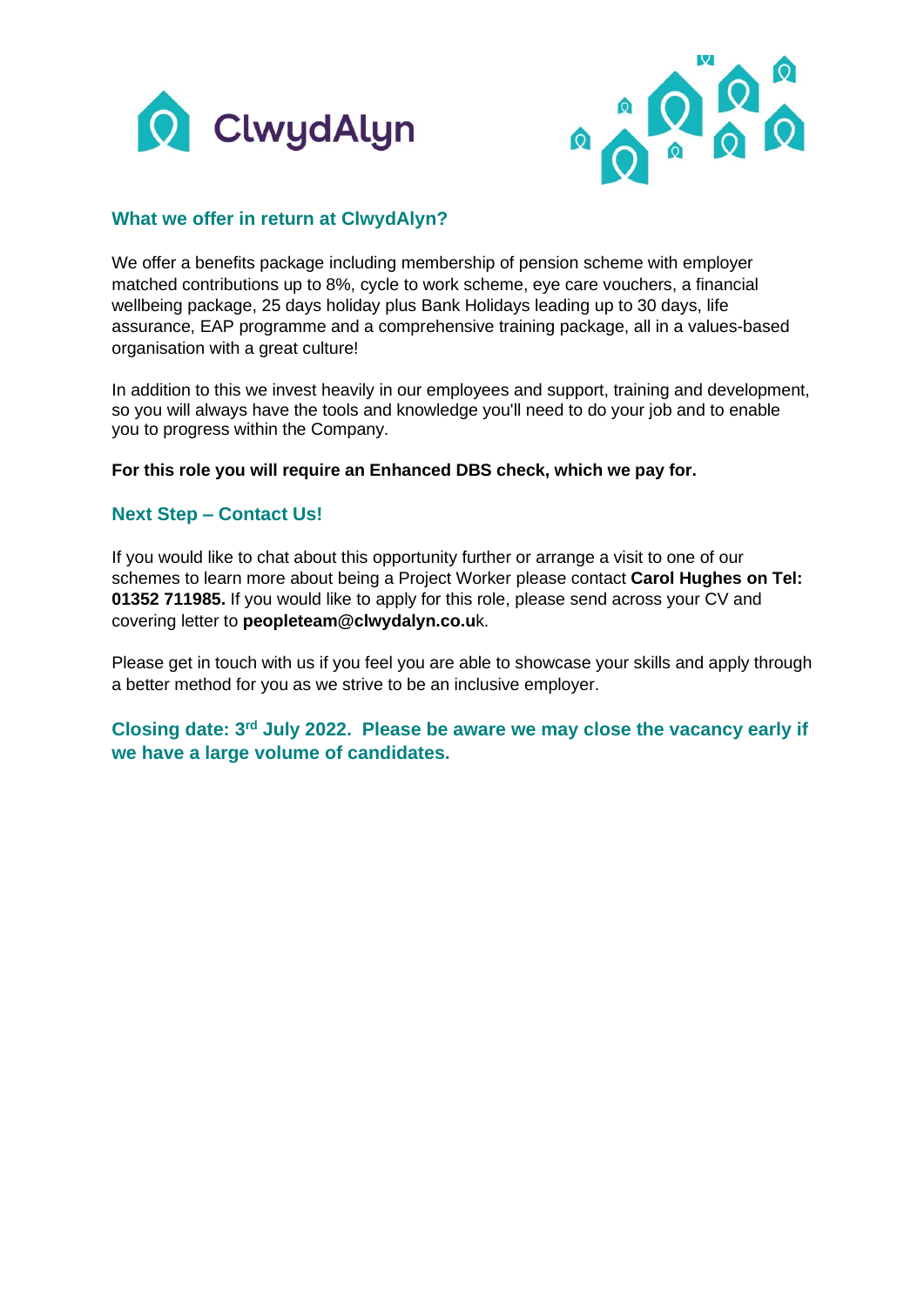## What we offer in return at ClwydAlyn?

We offer a benefits package including membership of pension scheme with employer matched contributions up to 8%, cycle to work scheme, eye care vouchers, a financial wellbeing package, 25 days holiday plus Bank Holidays leading up to 30 days, life assurance, EAP programme and a comprehensive training package, all in a values-based organisation with a great culture!

In addition to this we invest heavily in our employees and support, training and development, so you will always have the tools and knowledge you'll need to do your job and to enable you to progress within the Company.

**For this role you will require an Enhanced DBS check, which we pay for.**

## Next Step – Contact Us!

If you would like to chat about this opportunity further or arrange a visit to one of our schemes to learn more about being a Project Worker please contact **Carol Hughes on Tel: 01352 711985.** If you would like to apply for this role, please send across your CV and covering letter to **peopleteam@clwydalyn.co.u**k.

Please get in touch with us if you feel you are able to showcase your skills and apply through a better method for you as we strive to be an inclusive employer.

**Closing date: 3rd July 2022. Please be aware we may close the vacancy early if we have a large volume of candidates.**